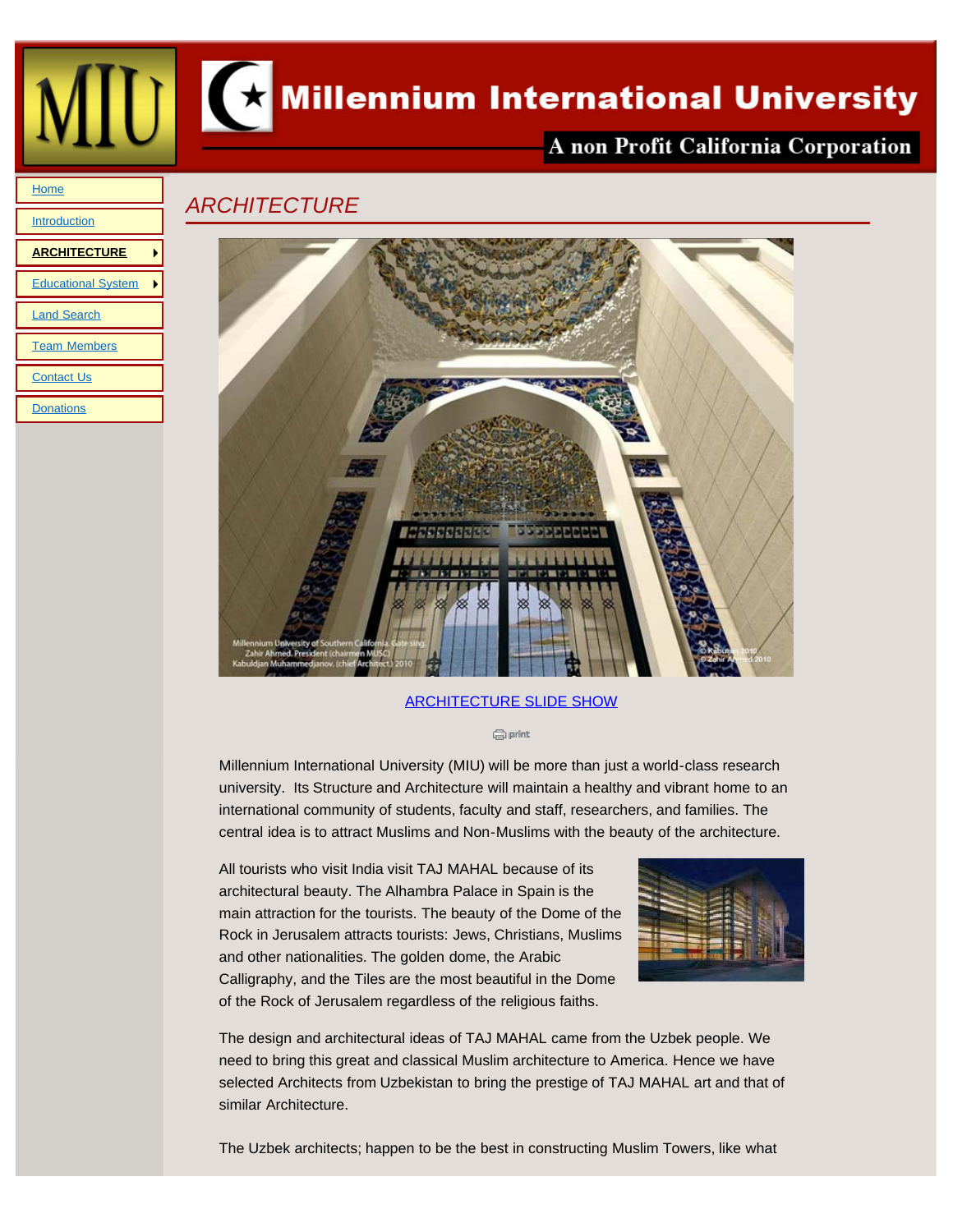# Millennium International University

A non Profit California Corporation

- Home
- Introduction
- ARCHITECTURE
- Educational System
- Land Search
- Team Members
- Contact Us
- Donations

## ARCHITECTURE

Millennium University of Southern California. Gate sing. Zahir Ahmed. President (chairmen MUSC) Kabuldjan Muhammedjanov. (chief Architect.) 2010

ARCHITECTURE SLIDE SHOW

print

Millennium International University (MIU) will be more than just a world-class research university. Its Structure and Architecture will maintain a healthy and vibrant home to an international community of students, faculty and staff, researchers, and families. The central idea is to attract Muslims and Non-Muslims with the beauty of the architecture.

All tourists who visit India visit TAJ MAHAL because of its architectural beauty. The Alhambra Palace in Spain is the main attraction for the tourists. The beauty of the Dome of the Rock in Jerusalem attracts tourists: Jews, Christians, Muslims and other nationalities. The golden dome, the Arabic Calligraphy, and the Tiles are the most beautiful in the Dome of the Rock of Jerusalem regardless of the religious faiths.

The design and architectural ideas of TAJ MAHAL came from the Uzbek people. We need to bring this great and classical Muslim architecture to America. Hence we have selected Architects from Uzbekistan to bring the prestige of TAJ MAHAL art and that of similar Architecture.

The Uzbek architects; happen to be the best in constructing Muslim Towers, like what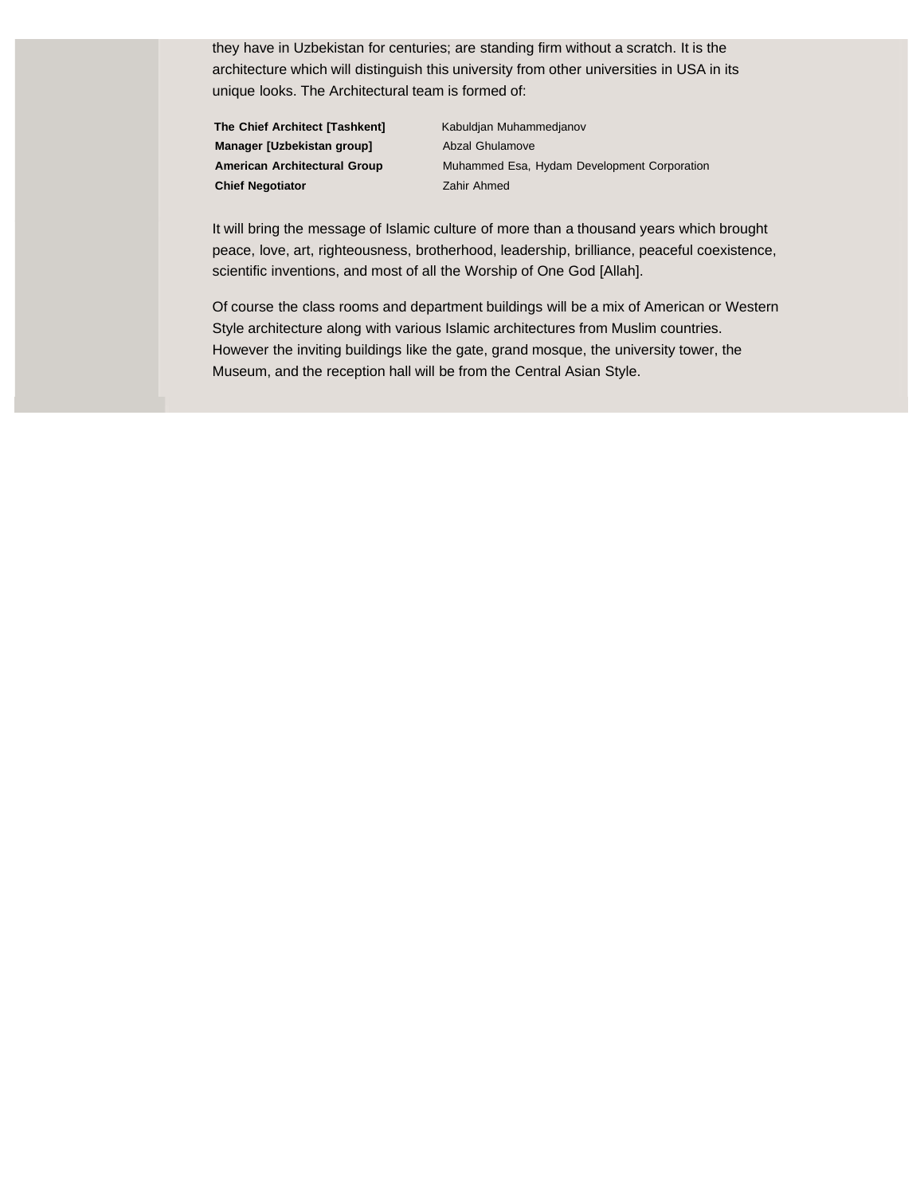they have in Uzbekistan for centuries; are standing firm without a scratch. It is the architecture which will distinguish this university from other universities in USA in its unique looks. The Architectural team is formed of:

| | |
|---|---|
| **The Chief Architect [Tashkent]** | Kabuldjan Muhammedjanov |
| **Manager [Uzbekistan group]** | Abzal Ghulamove |
| **American Architectural Group** | Muhammed Esa, Hydam Development Corporation |
| **Chief Negotiator** | Zahir Ahmed |

It will bring the message of Islamic culture of more than a thousand years which brought peace, love, art, righteousness, brotherhood, leadership, brilliance, peaceful coexistence, scientific inventions, and most of all the Worship of One God [Allah].

Of course the class rooms and department buildings will be a mix of American or Western Style architecture along with various Islamic architectures from Muslim countries. However the inviting buildings like the gate, grand mosque, the university tower, the Museum, and the reception hall will be from the Central Asian Style.